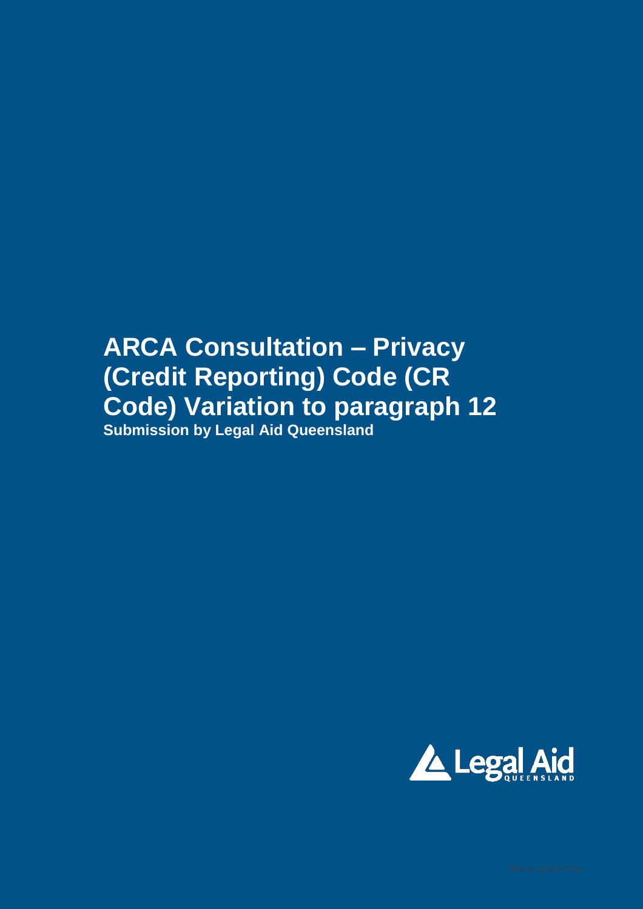# ARCA Consultation – Privacy (Credit Reporting) Code (CR Code) Variation to paragraph 12

**Submission by Legal Aid Queensland**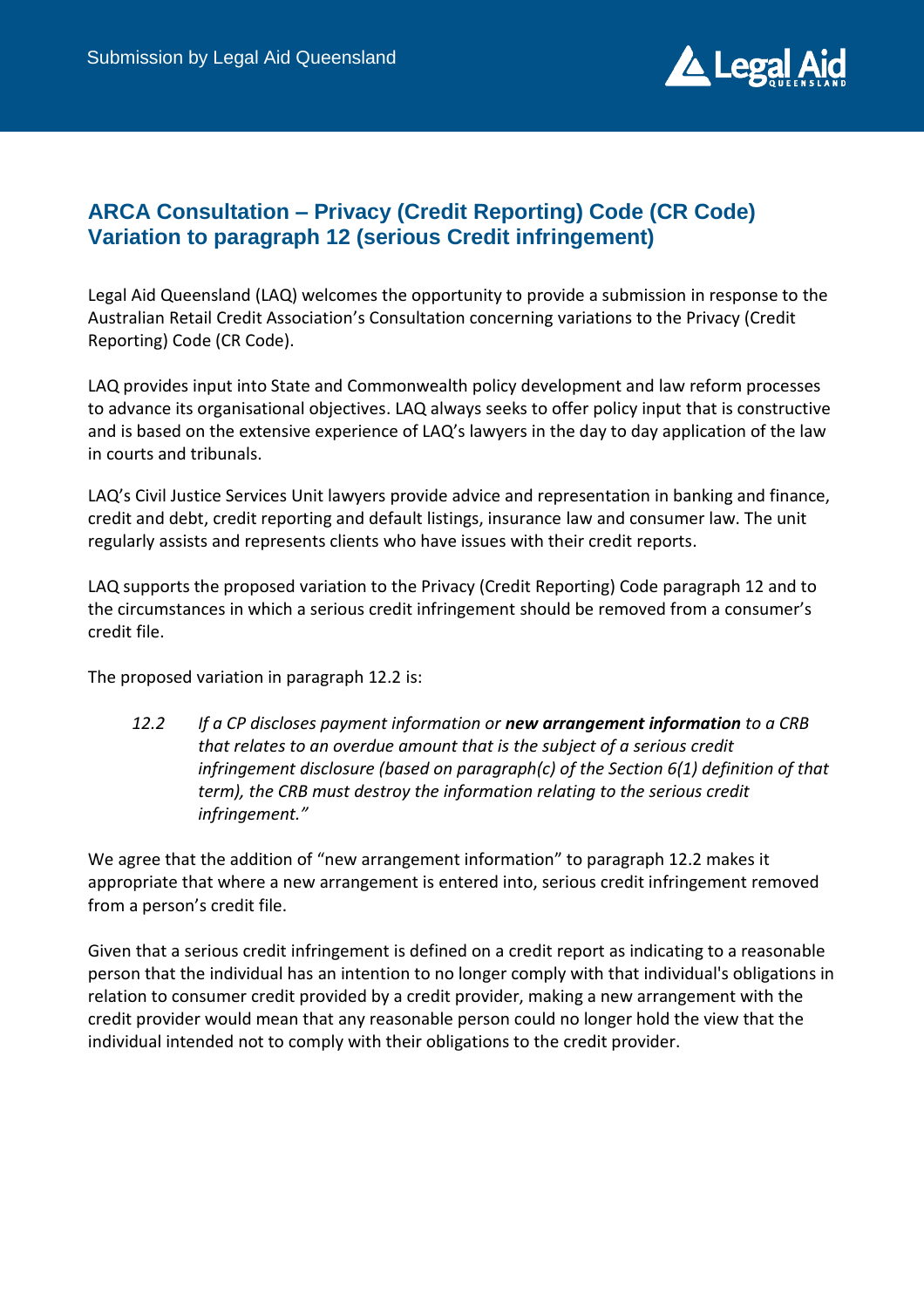## ARCA Consultation – Privacy (Credit Reporting) Code (CR Code) Variation to paragraph 12 (serious Credit infringement)

Legal Aid Queensland (LAQ) welcomes the opportunity to provide a submission in response to the Australian Retail Credit Association's Consultation concerning variations to the Privacy (Credit Reporting) Code (CR Code).

LAQ provides input into State and Commonwealth policy development and law reform processes to advance its organisational objectives. LAQ always seeks to offer policy input that is constructive and is based on the extensive experience of LAQ's lawyers in the day to day application of the law in courts and tribunals.

LAQ's Civil Justice Services Unit lawyers provide advice and representation in banking and finance, credit and debt, credit reporting and default listings, insurance law and consumer law. The unit regularly assists and represents clients who have issues with their credit reports.

LAQ supports the proposed variation to the Privacy (Credit Reporting) Code paragraph 12 and to the circumstances in which a serious credit infringement should be removed from a consumer's credit file.

The proposed variation in paragraph 12.2 is:

> *12.2 If a CP discloses payment information or* ***new arrangement information*** *to a CRB that relates to an overdue amount that is the subject of a serious credit infringement disclosure (based on paragraph(c) of the Section 6(1) definition of that term), the CRB must destroy the information relating to the serious credit infringement."*

We agree that the addition of "new arrangement information" to paragraph 12.2 makes it appropriate that where a new arrangement is entered into, serious credit infringement removed from a person's credit file.

Given that a serious credit infringement is defined on a credit report as indicating to a reasonable person that the individual has an intention to no longer comply with that individual's obligations in relation to consumer credit provided by a credit provider, making a new arrangement with the credit provider would mean that any reasonable person could no longer hold the view that the individual intended not to comply with their obligations to the credit provider.